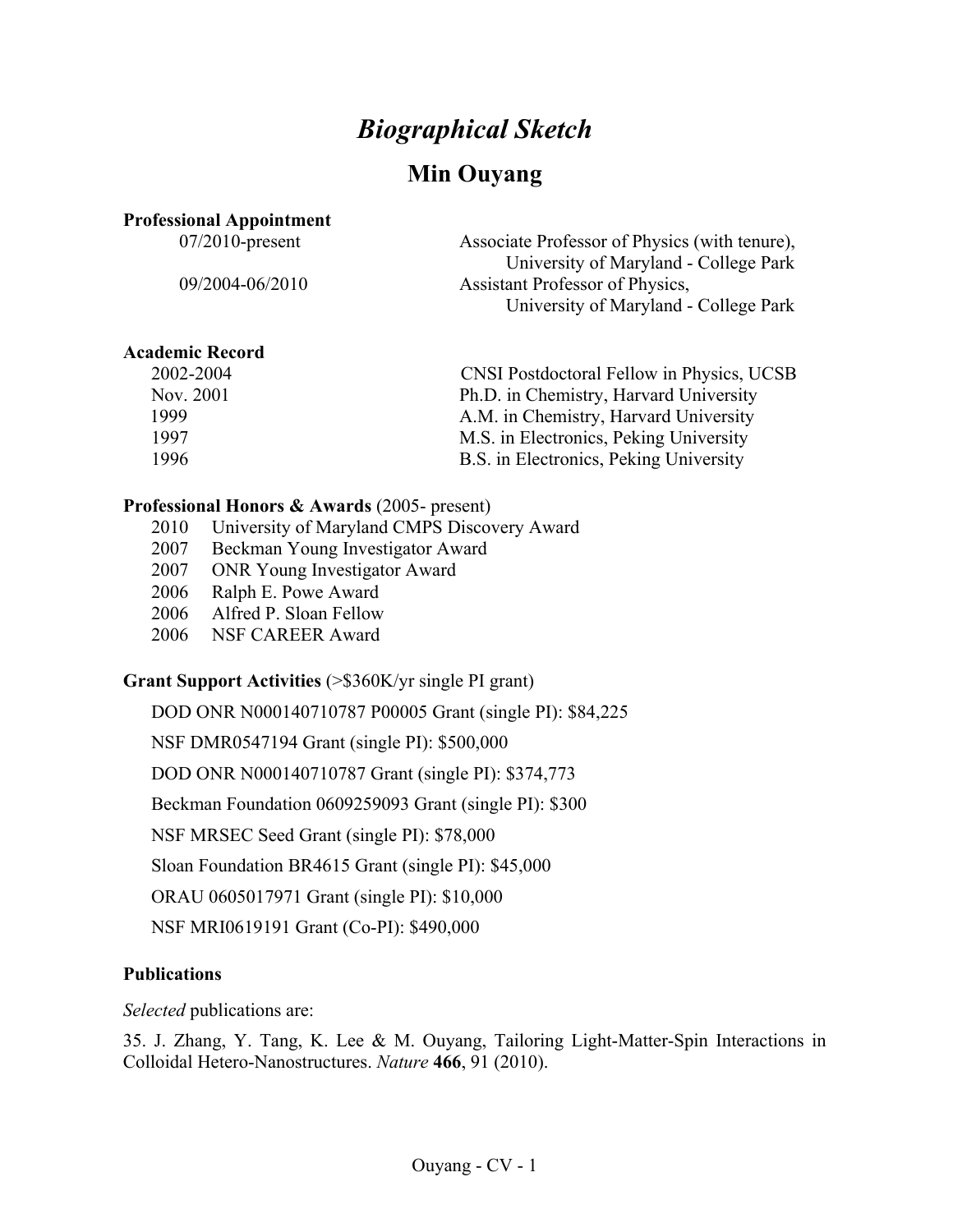# *Biographical Sketch*

## Min Ouyang

**Professional Appointment**

| | |
|---|---|
| 07/2010-present | Associate Professor of Physics (with tenure), University of Maryland - College Park |
| 09/2004-06/2010 | Assistant Professor of Physics, University of Maryland - College Park |

**Academic Record**

| | |
|---|---|
| 2002-2004 | CNSI Postdoctoral Fellow in Physics, UCSB |
| Nov. 2001 | Ph.D. in Chemistry, Harvard University |
| 1999 | A.M. in Chemistry, Harvard University |
| 1997 | M.S. in Electronics, Peking University |
| 1996 | B.S. in Electronics, Peking University |

**Professional Honors & Awards** (2005- present)

- 2010 University of Maryland CMPS Discovery Award
- 2007 Beckman Young Investigator Award
- 2007 ONR Young Investigator Award
- 2006 Ralph E. Powe Award
- 2006 Alfred P. Sloan Fellow
- 2006 NSF CAREER Award

**Grant Support Activities** (>$360K/yr single PI grant)

DOD ONR N000140710787 P00005 Grant (single PI): $84,225

NSF DMR0547194 Grant (single PI): $500,000

DOD ONR N000140710787 Grant (single PI): $374,773

Beckman Foundation 0609259093 Grant (single PI): $300

NSF MRSEC Seed Grant (single PI): $78,000

Sloan Foundation BR4615 Grant (single PI): $45,000

ORAU 0605017971 Grant (single PI): $10,000

NSF MRI0619191 Grant (Co-PI): $490,000

**Publications**

*Selected* publications are:

35. J. Zhang, Y. Tang, K. Lee & M. Ouyang, Tailoring Light-Matter-Spin Interactions in Colloidal Hetero-Nanostructures. *Nature* **466**, 91 (2010).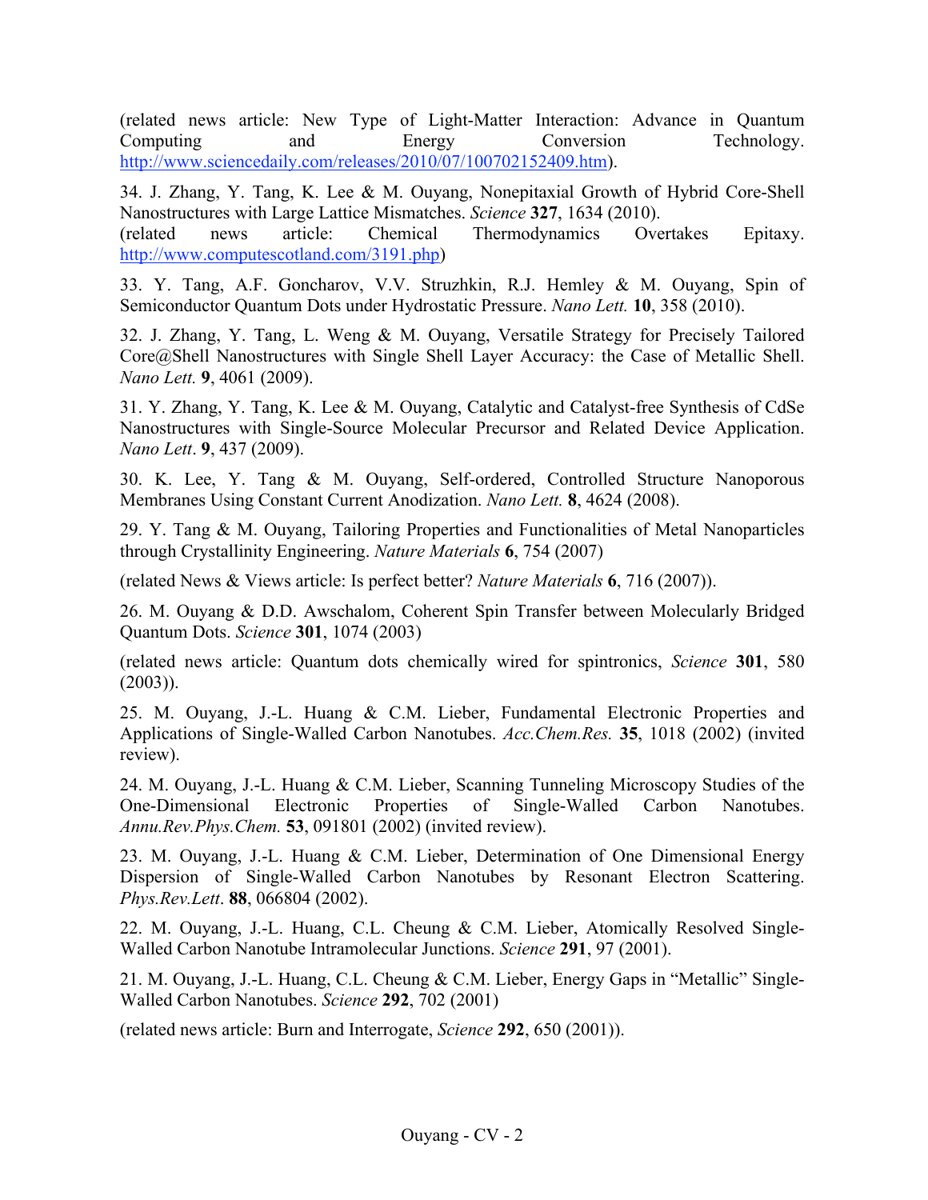(related news article: New Type of Light-Matter Interaction: Advance in Quantum Computing and Energy Conversion Technology. http://www.sciencedaily.com/releases/2010/07/100702152409.htm).

34. J. Zhang, Y. Tang, K. Lee & M. Ouyang, Nonepitaxial Growth of Hybrid Core-Shell Nanostructures with Large Lattice Mismatches. *Science* **327**, 1634 (2010).
(related news article: Chemical Thermodynamics Overtakes Epitaxy. http://www.computescotland.com/3191.php)

33. Y. Tang, A.F. Goncharov, V.V. Struzhkin, R.J. Hemley & M. Ouyang, Spin of Semiconductor Quantum Dots under Hydrostatic Pressure. *Nano Lett.* **10**, 358 (2010).

32. J. Zhang, Y. Tang, L. Weng & M. Ouyang, Versatile Strategy for Precisely Tailored Core@Shell Nanostructures with Single Shell Layer Accuracy: the Case of Metallic Shell. *Nano Lett.* **9**, 4061 (2009).

31. Y. Zhang, Y. Tang, K. Lee & M. Ouyang, Catalytic and Catalyst-free Synthesis of CdSe Nanostructures with Single-Source Molecular Precursor and Related Device Application. *Nano Lett*. **9**, 437 (2009).

30. K. Lee, Y. Tang & M. Ouyang, Self-ordered, Controlled Structure Nanoporous Membranes Using Constant Current Anodization. *Nano Lett.* **8**, 4624 (2008).

29. Y. Tang & M. Ouyang, Tailoring Properties and Functionalities of Metal Nanoparticles through Crystallinity Engineering. *Nature Materials* **6**, 754 (2007)

(related News & Views article: Is perfect better? *Nature Materials* **6**, 716 (2007)).

26. M. Ouyang & D.D. Awschalom, Coherent Spin Transfer between Molecularly Bridged Quantum Dots. *Science* **301**, 1074 (2003)

(related news article: Quantum dots chemically wired for spintronics, *Science* **301**, 580 (2003)).

25. M. Ouyang, J.-L. Huang & C.M. Lieber, Fundamental Electronic Properties and Applications of Single-Walled Carbon Nanotubes. *Acc.Chem.Res.* **35**, 1018 (2002) (invited review).

24. M. Ouyang, J.-L. Huang & C.M. Lieber, Scanning Tunneling Microscopy Studies of the One-Dimensional Electronic Properties of Single-Walled Carbon Nanotubes. *Annu.Rev.Phys.Chem.* **53**, 091801 (2002) (invited review).

23. M. Ouyang, J.-L. Huang & C.M. Lieber, Determination of One Dimensional Energy Dispersion of Single-Walled Carbon Nanotubes by Resonant Electron Scattering. *Phys.Rev.Lett*. **88**, 066804 (2002).

22. M. Ouyang, J.-L. Huang, C.L. Cheung & C.M. Lieber, Atomically Resolved Single-Walled Carbon Nanotube Intramolecular Junctions. *Science* **291**, 97 (2001).

21. M. Ouyang, J.-L. Huang, C.L. Cheung & C.M. Lieber, Energy Gaps in "Metallic" Single-Walled Carbon Nanotubes. *Science* **292**, 702 (2001)

(related news article: Burn and Interrogate, *Science* **292**, 650 (2001)).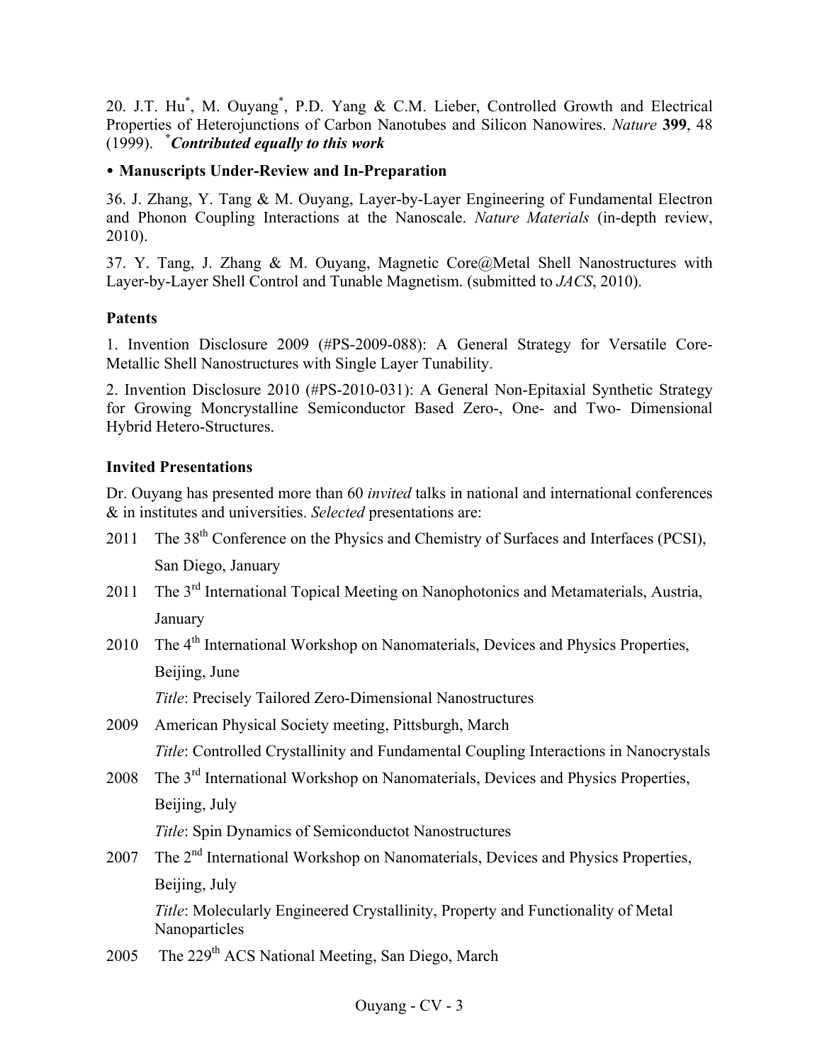20. J.T. Hu[*], M. Ouyang[*], P.D. Yang & C.M. Lieber, Controlled Growth and Electrical Properties of Heterojunctions of Carbon Nanotubes and Silicon Nanowires. *Nature* **399**, 48 (1999). [*]***Contributed equally to this work***

- **Manuscripts Under-Review and In-Preparation**

36. J. Zhang, Y. Tang & M. Ouyang, Layer-by-Layer Engineering of Fundamental Electron and Phonon Coupling Interactions at the Nanoscale. *Nature Materials* (in-depth review, 2010).

37. Y. Tang, J. Zhang & M. Ouyang, Magnetic Core@Metal Shell Nanostructures with Layer-by-Layer Shell Control and Tunable Magnetism. (submitted to *JACS*, 2010).

### Patents

1. Invention Disclosure 2009 (#PS-2009-088): A General Strategy for Versatile Core-Metallic Shell Nanostructures with Single Layer Tunability.

2. Invention Disclosure 2010 (#PS-2010-031): A General Non-Epitaxial Synthetic Strategy for Growing Moncrystalline Semiconductor Based Zero-, One- and Two- Dimensional Hybrid Hetero-Structures.

### Invited Presentations

Dr. Ouyang has presented more than 60 *invited* talks in national and international conferences & in institutes and universities. *Selected* presentations are:

2011 The 38th Conference on the Physics and Chemistry of Surfaces and Interfaces (PCSI), San Diego, January

2011 The 3rd International Topical Meeting on Nanophotonics and Metamaterials, Austria, January

2010 The 4th International Workshop on Nanomaterials, Devices and Physics Properties, Beijing, June
*Title*: Precisely Tailored Zero-Dimensional Nanostructures

2009 American Physical Society meeting, Pittsburgh, March
*Title*: Controlled Crystallinity and Fundamental Coupling Interactions in Nanocrystals

2008 The 3rd International Workshop on Nanomaterials, Devices and Physics Properties, Beijing, July
*Title*: Spin Dynamics of Semiconductot Nanostructures

2007 The 2nd International Workshop on Nanomaterials, Devices and Physics Properties, Beijing, July
*Title*: Molecularly Engineered Crystallinity, Property and Functionality of Metal Nanoparticles

2005 The 229th ACS National Meeting, San Diego, March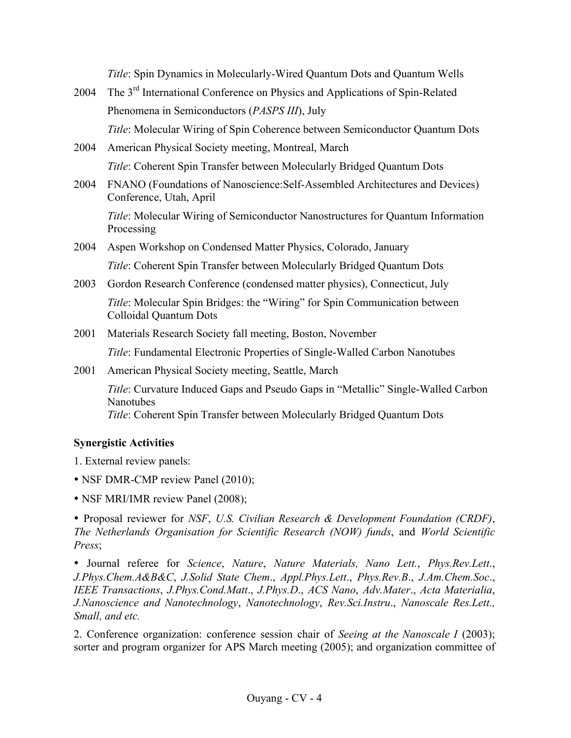*Title*: Spin Dynamics in Molecularly-Wired Quantum Dots and Quantum Wells

2004 The 3rd International Conference on Physics and Applications of Spin-Related Phenomena in Semiconductors (*PASPS III*), July

*Title*: Molecular Wiring of Spin Coherence between Semiconductor Quantum Dots

2004 American Physical Society meeting, Montreal, March

*Title*: Coherent Spin Transfer between Molecularly Bridged Quantum Dots

2004 FNANO (Foundations of Nanoscience:Self-Assembled Architectures and Devices) Conference, Utah, April

*Title*: Molecular Wiring of Semiconductor Nanostructures for Quantum Information Processing

2004 Aspen Workshop on Condensed Matter Physics, Colorado, January

*Title*: Coherent Spin Transfer between Molecularly Bridged Quantum Dots

2003 Gordon Research Conference (condensed matter physics), Connecticut, July

*Title*: Molecular Spin Bridges: the "Wiring" for Spin Communication between Colloidal Quantum Dots

2001 Materials Research Society fall meeting, Boston, November

*Title*: Fundamental Electronic Properties of Single-Walled Carbon Nanotubes

2001 American Physical Society meeting, Seattle, March

*Title*: Curvature Induced Gaps and Pseudo Gaps in "Metallic" Single-Walled Carbon Nanotubes
*Title*: Coherent Spin Transfer between Molecularly Bridged Quantum Dots

**Synergistic Activities**

1. External review panels:

- NSF DMR-CMP review Panel (2010);
- NSF MRI/IMR review Panel (2008);
- Proposal reviewer for *NSF*, *U.S. Civilian Research & Development Foundation (CRDF)*, *The Netherlands Organisation for Scientific Research (NOW) funds*, and *World Scientific Press*;
- Journal referee for *Science*, *Nature*, *Nature Materials, Nano Lett.*, *Phys.Rev.Lett*., *J.Phys.Chem.A&B&C*, *J.Solid State Chem*., *Appl.Phys.Lett*., *Phys.Rev.B*., *J.Am.Chem.Soc*., *IEEE Transactions*, *J.Phys.Cond.Matt*., *J.Phys.D*., *ACS Nano*, *Adv.Mater*., *Acta Materialia*, *J.Nanoscience and Nanotechnology*, *Nanotechnology*, *Rev.Sci.Instru*., *Nanoscale Res.Lett., Small, and etc.*

2. Conference organization: conference session chair of *Seeing at the Nanoscale I* (2003); sorter and program organizer for APS March meeting (2005); and organization committee of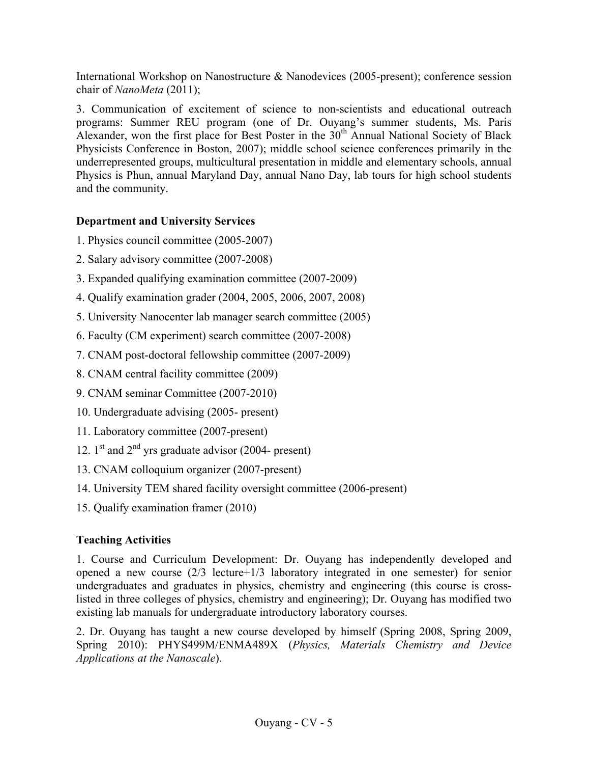International Workshop on Nanostructure & Nanodevices (2005-present); conference session chair of *NanoMeta* (2011);

3. Communication of excitement of science to non-scientists and educational outreach programs: Summer REU program (one of Dr. Ouyang's summer students, Ms. Paris Alexander, won the first place for Best Poster in the $30^{th}$ Annual National Society of Black Physicists Conference in Boston, 2007); middle school science conferences primarily in the underrepresented groups, multicultural presentation in middle and elementary schools, annual Physics is Phun, annual Maryland Day, annual Nano Day, lab tours for high school students and the community.

**Department and University Services**

1. Physics council committee (2005-2007)
2. Salary advisory committee (2007-2008)
3. Expanded qualifying examination committee (2007-2009)
4. Qualify examination grader (2004, 2005, 2006, 2007, 2008)
5. University Nanocenter lab manager search committee (2005)
6. Faculty (CM experiment) search committee (2007-2008)
7. CNAM post-doctoral fellowship committee (2007-2009)
8. CNAM central facility committee (2009)
9. CNAM seminar Committee (2007-2010)
10. Undergraduate advising (2005- present)
11. Laboratory committee (2007-present)
12. $1^{st}$ and $2^{nd}$ yrs graduate advisor (2004- present)
13. CNAM colloquium organizer (2007-present)
14. University TEM shared facility oversight committee (2006-present)
15. Qualify examination framer (2010)

**Teaching Activities**

1. Course and Curriculum Development: Dr. Ouyang has independently developed and opened a new course (2/3 lecture+1/3 laboratory integrated in one semester) for senior undergraduates and graduates in physics, chemistry and engineering (this course is cross-listed in three colleges of physics, chemistry and engineering); Dr. Ouyang has modified two existing lab manuals for undergraduate introductory laboratory courses.

2. Dr. Ouyang has taught a new course developed by himself (Spring 2008, Spring 2009, Spring 2010): PHYS499M/ENMA489X (*Physics, Materials Chemistry and Device Applications at the Nanoscale*).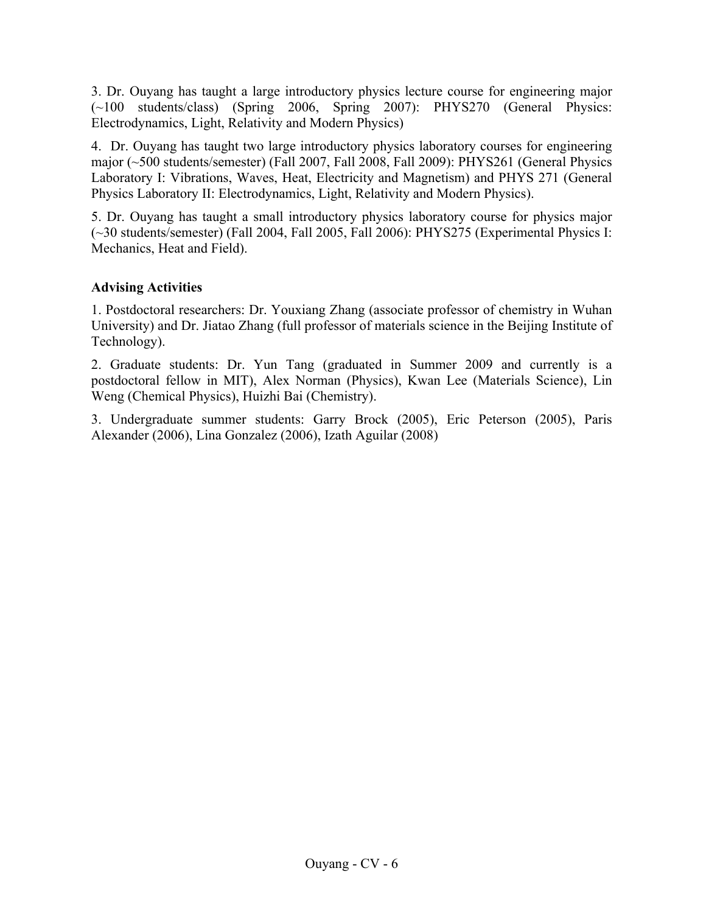3. Dr. Ouyang has taught a large introductory physics lecture course for engineering major (~100 students/class) (Spring 2006, Spring 2007): PHYS270 (General Physics: Electrodynamics, Light, Relativity and Modern Physics)

4. Dr. Ouyang has taught two large introductory physics laboratory courses for engineering major (~500 students/semester) (Fall 2007, Fall 2008, Fall 2009): PHYS261 (General Physics Laboratory I: Vibrations, Waves, Heat, Electricity and Magnetism) and PHYS 271 (General Physics Laboratory II: Electrodynamics, Light, Relativity and Modern Physics).

5. Dr. Ouyang has taught a small introductory physics laboratory course for physics major (~30 students/semester) (Fall 2004, Fall 2005, Fall 2006): PHYS275 (Experimental Physics I: Mechanics, Heat and Field).

**Advising Activities**

1. Postdoctoral researchers: Dr. Youxiang Zhang (associate professor of chemistry in Wuhan University) and Dr. Jiatao Zhang (full professor of materials science in the Beijing Institute of Technology).

2. Graduate students: Dr. Yun Tang (graduated in Summer 2009 and currently is a postdoctoral fellow in MIT), Alex Norman (Physics), Kwan Lee (Materials Science), Lin Weng (Chemical Physics), Huizhi Bai (Chemistry).

3. Undergraduate summer students: Garry Brock (2005), Eric Peterson (2005), Paris Alexander (2006), Lina Gonzalez (2006), Izath Aguilar (2008)